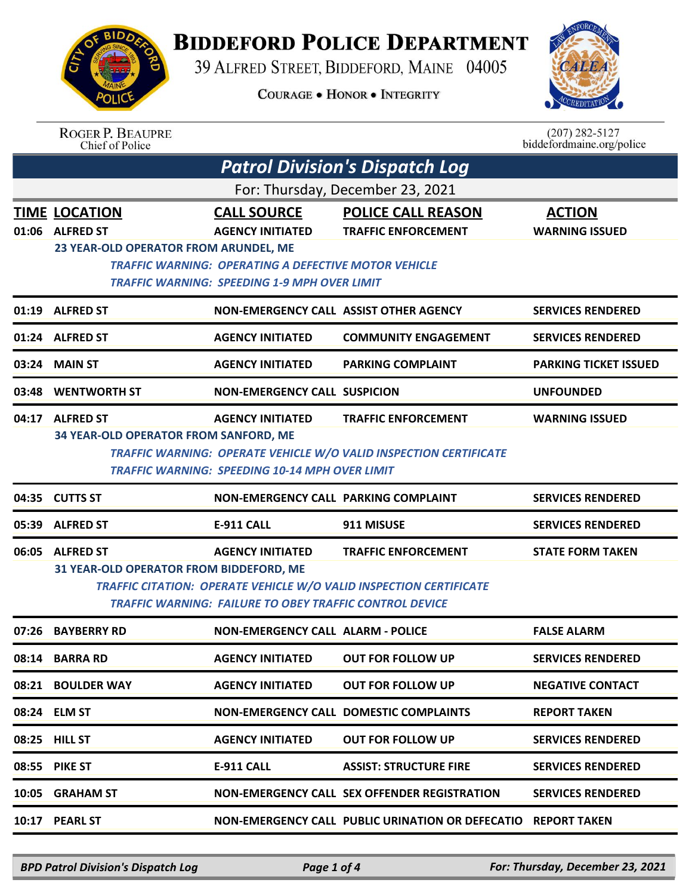# BIDDEFORD POLICE DEPARTMENT

39 ALFRED STREET, BIDDEFORD, MAINE 04005

COURAGE • HONOR • INTEGRITY

ROGER P. BEAUPRE
Chief of Police

(207) 282-5127
biddefordmaine.org/police

## *Patrol Division's Dispatch Log*

For: Thursday, December 23, 2021

| TIME | LOCATION | CALL SOURCE | POLICE CALL REASON | ACTION |
|---|---|---|---|---|
| 01:06 | ALFRED ST | AGENCY INITIATED | TRAFFIC ENFORCEMENT | WARNING ISSUED |
| | 23 YEAR-OLD OPERATOR FROM ARUNDEL, ME | | | |
| | *TRAFFIC WARNING: OPERATING A DEFECTIVE MOTOR VEHICLE* | | | |
| | *TRAFFIC WARNING: SPEEDING 1-9 MPH OVER LIMIT* | | | |
| 01:19 | ALFRED ST | NON-EMERGENCY CALL | ASSIST OTHER AGENCY | SERVICES RENDERED |
| 01:24 | ALFRED ST | AGENCY INITIATED | COMMUNITY ENGAGEMENT | SERVICES RENDERED |
| 03:24 | MAIN ST | AGENCY INITIATED | PARKING COMPLAINT | PARKING TICKET ISSUED |
| 03:48 | WENTWORTH ST | NON-EMERGENCY CALL | SUSPICION | UNFOUNDED |
| 04:17 | ALFRED ST | AGENCY INITIATED | TRAFFIC ENFORCEMENT | WARNING ISSUED |
| | 34 YEAR-OLD OPERATOR FROM SANFORD, ME | | | |
| | *TRAFFIC WARNING: OPERATE VEHICLE W/O VALID INSPECTION CERTIFICATE* | | | |
| | *TRAFFIC WARNING: SPEEDING 10-14 MPH OVER LIMIT* | | | |
| 04:35 | CUTTS ST | NON-EMERGENCY CALL | PARKING COMPLAINT | SERVICES RENDERED |
| 05:39 | ALFRED ST | E-911 CALL | 911 MISUSE | SERVICES RENDERED |
| 06:05 | ALFRED ST | AGENCY INITIATED | TRAFFIC ENFORCEMENT | STATE FORM TAKEN |
| | 31 YEAR-OLD OPERATOR FROM BIDDEFORD, ME | | | |
| | *TRAFFIC CITATION: OPERATE VEHICLE W/O VALID INSPECTION CERTIFICATE* | | | |
| | *TRAFFIC WARNING: FAILURE TO OBEY TRAFFIC CONTROL DEVICE* | | | |
| 07:26 | BAYBERRY RD | NON-EMERGENCY CALL | ALARM - POLICE | FALSE ALARM |
| 08:14 | BARRA RD | AGENCY INITIATED | OUT FOR FOLLOW UP | SERVICES RENDERED |
| 08:21 | BOULDER WAY | AGENCY INITIATED | OUT FOR FOLLOW UP | NEGATIVE CONTACT |
| 08:24 | ELM ST | NON-EMERGENCY CALL | DOMESTIC COMPLAINTS | REPORT TAKEN |
| 08:25 | HILL ST | AGENCY INITIATED | OUT FOR FOLLOW UP | SERVICES RENDERED |
| 08:55 | PIKE ST | E-911 CALL | ASSIST: STRUCTURE FIRE | SERVICES RENDERED |
| 10:05 | GRAHAM ST | NON-EMERGENCY CALL | SEX OFFENDER REGISTRATION | SERVICES RENDERED |
| 10:17 | PEARL ST | NON-EMERGENCY CALL | PUBLIC URINATION OR DEFECATIO | REPORT TAKEN |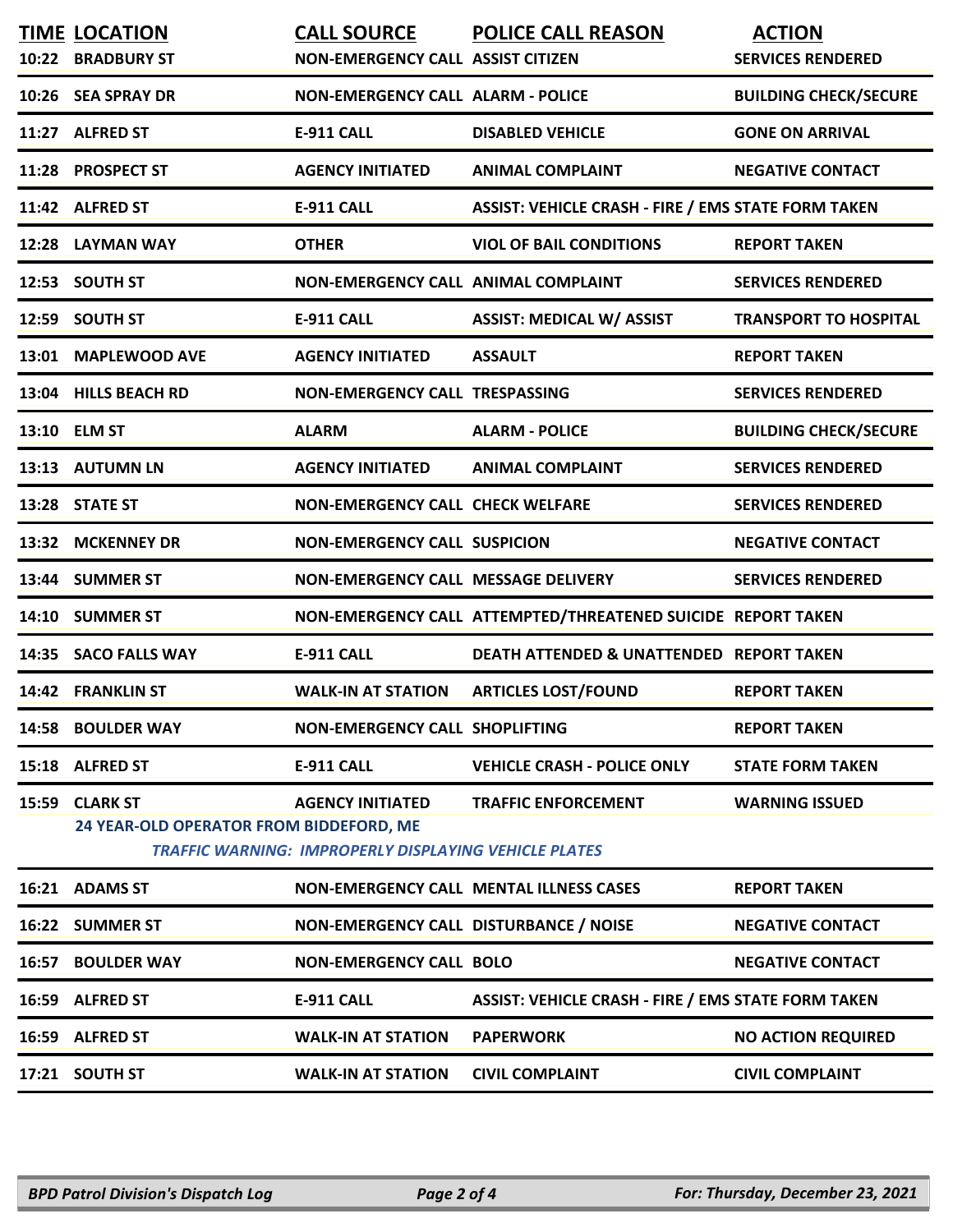| TIME | LOCATION | CALL SOURCE | POLICE CALL REASON | ACTION |
|---|---|---|---|---|
| 10:22 | BRADBURY ST | NON-EMERGENCY CALL | ASSIST CITIZEN | SERVICES RENDERED |
| 10:26 | SEA SPRAY DR | NON-EMERGENCY CALL | ALARM - POLICE | BUILDING CHECK/SECURE |
| 11:27 | ALFRED ST | E-911 CALL | DISABLED VEHICLE | GONE ON ARRIVAL |
| 11:28 | PROSPECT ST | AGENCY INITIATED | ANIMAL COMPLAINT | NEGATIVE CONTACT |
| 11:42 | ALFRED ST | E-911 CALL | ASSIST: VEHICLE CRASH - FIRE / EMS | STATE FORM TAKEN |
| 12:28 | LAYMAN WAY | OTHER | VIOL OF BAIL CONDITIONS | REPORT TAKEN |
| 12:53 | SOUTH ST | NON-EMERGENCY CALL | ANIMAL COMPLAINT | SERVICES RENDERED |
| 12:59 | SOUTH ST | E-911 CALL | ASSIST: MEDICAL W/ ASSIST | TRANSPORT TO HOSPITAL |
| 13:01 | MAPLEWOOD AVE | AGENCY INITIATED | ASSAULT | REPORT TAKEN |
| 13:04 | HILLS BEACH RD | NON-EMERGENCY CALL | TRESPASSING | SERVICES RENDERED |
| 13:10 | ELM ST | ALARM | ALARM - POLICE | BUILDING CHECK/SECURE |
| 13:13 | AUTUMN LN | AGENCY INITIATED | ANIMAL COMPLAINT | SERVICES RENDERED |
| 13:28 | STATE ST | NON-EMERGENCY CALL | CHECK WELFARE | SERVICES RENDERED |
| 13:32 | MCKENNEY DR | NON-EMERGENCY CALL | SUSPICION | NEGATIVE CONTACT |
| 13:44 | SUMMER ST | NON-EMERGENCY CALL | MESSAGE DELIVERY | SERVICES RENDERED |
| 14:10 | SUMMER ST | NON-EMERGENCY CALL | ATTEMPTED/THREATENED SUICIDE | REPORT TAKEN |
| 14:35 | SACO FALLS WAY | E-911 CALL | DEATH ATTENDED & UNATTENDED | REPORT TAKEN |
| 14:42 | FRANKLIN ST | WALK-IN AT STATION | ARTICLES LOST/FOUND | REPORT TAKEN |
| 14:58 | BOULDER WAY | NON-EMERGENCY CALL | SHOPLIFTING | REPORT TAKEN |
| 15:18 | ALFRED ST | E-911 CALL | VEHICLE CRASH - POLICE ONLY | STATE FORM TAKEN |
| 15:59 | CLARK ST | AGENCY INITIATED | TRAFFIC ENFORCEMENT | WARNING ISSUED |
| | 24 YEAR-OLD OPERATOR FROM BIDDEFORD, ME<br>*TRAFFIC WARNING: IMPROPERLY DISPLAYING VEHICLE PLATES* | | | |
| 16:21 | ADAMS ST | NON-EMERGENCY CALL | MENTAL ILLNESS CASES | REPORT TAKEN |
| 16:22 | SUMMER ST | NON-EMERGENCY CALL | DISTURBANCE / NOISE | NEGATIVE CONTACT |
| 16:57 | BOULDER WAY | NON-EMERGENCY CALL | BOLO | NEGATIVE CONTACT |
| 16:59 | ALFRED ST | E-911 CALL | ASSIST: VEHICLE CRASH - FIRE / EMS | STATE FORM TAKEN |
| 16:59 | ALFRED ST | WALK-IN AT STATION | PAPERWORK | NO ACTION REQUIRED |
| 17:21 | SOUTH ST | WALK-IN AT STATION | CIVIL COMPLAINT | CIVIL COMPLAINT |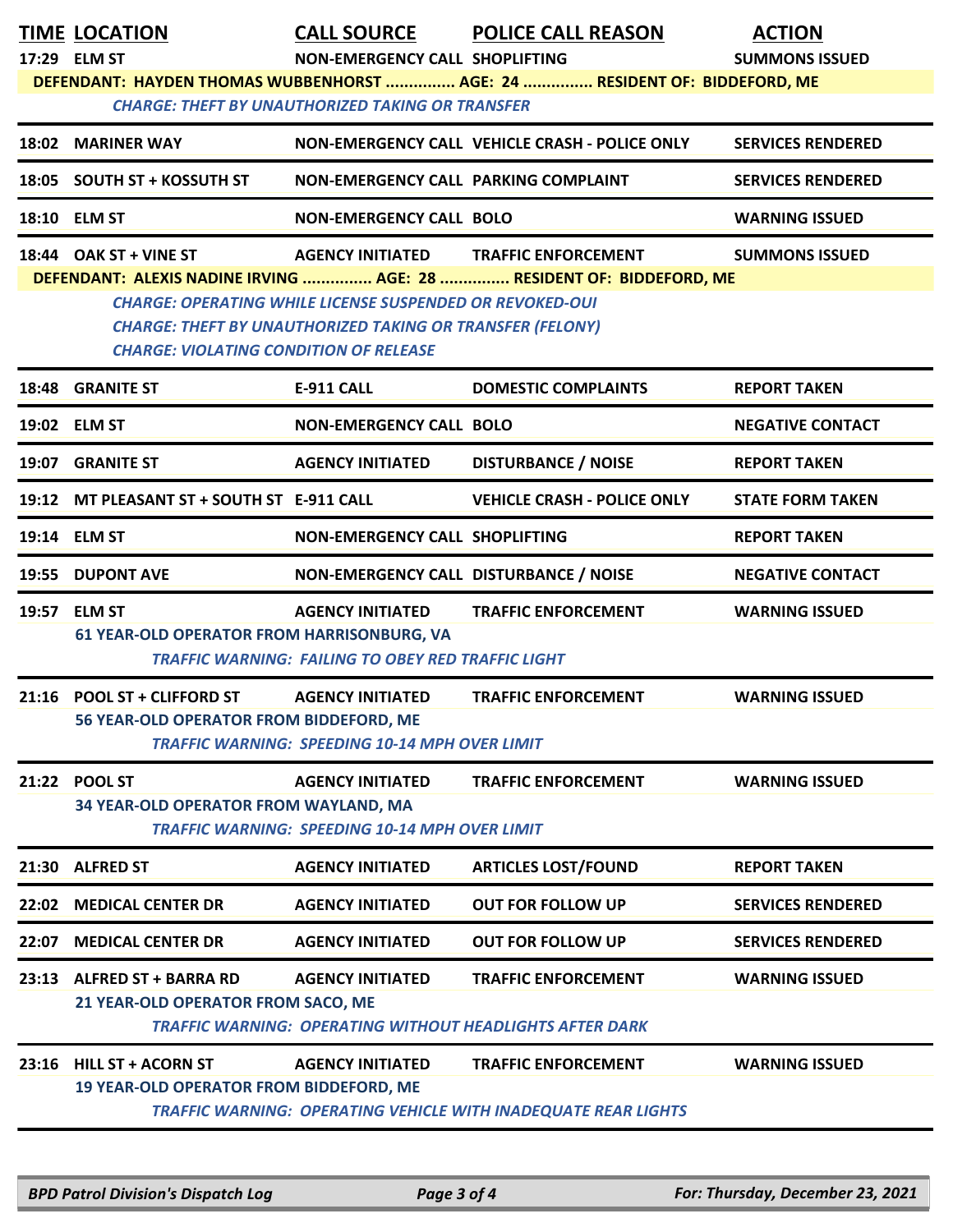| TIME | LOCATION | CALL SOURCE | POLICE CALL REASON | ACTION |
|---|---|---|---|---|
| 17:29 | ELM ST | NON-EMERGENCY CALL | SHOPLIFTING | SUMMONS ISSUED |
| | DEFENDANT: HAYDEN THOMAS WUBBENHORST ............... AGE: 24 ............... RESIDENT OF: BIDDEFORD, ME | | | |
| | *CHARGE: THEFT BY UNAUTHORIZED TAKING OR TRANSFER* | | | |
| 18:02 | MARINER WAY | NON-EMERGENCY CALL | VEHICLE CRASH - POLICE ONLY | SERVICES RENDERED |
| 18:05 | SOUTH ST + KOSSUTH ST | NON-EMERGENCY CALL | PARKING COMPLAINT | SERVICES RENDERED |
| 18:10 | ELM ST | NON-EMERGENCY CALL | BOLO | WARNING ISSUED |
| 18:44 | OAK ST + VINE ST | AGENCY INITIATED | TRAFFIC ENFORCEMENT | SUMMONS ISSUED |
| | DEFENDANT: ALEXIS NADINE IRVING ............... AGE: 28 ............... RESIDENT OF: BIDDEFORD, ME | | | |
| | *CHARGE: OPERATING WHILE LICENSE SUSPENDED OR REVOKED-OUI* | | | |
| | *CHARGE: THEFT BY UNAUTHORIZED TAKING OR TRANSFER (FELONY)* | | | |
| | *CHARGE: VIOLATING CONDITION OF RELEASE* | | | |
| 18:48 | GRANITE ST | E-911 CALL | DOMESTIC COMPLAINTS | REPORT TAKEN |
| 19:02 | ELM ST | NON-EMERGENCY CALL | BOLO | NEGATIVE CONTACT |
| 19:07 | GRANITE ST | AGENCY INITIATED | DISTURBANCE / NOISE | REPORT TAKEN |
| 19:12 | MT PLEASANT ST + SOUTH ST | E-911 CALL | VEHICLE CRASH - POLICE ONLY | STATE FORM TAKEN |
| 19:14 | ELM ST | NON-EMERGENCY CALL | SHOPLIFTING | REPORT TAKEN |
| 19:55 | DUPONT AVE | NON-EMERGENCY CALL | DISTURBANCE / NOISE | NEGATIVE CONTACT |
| 19:57 | ELM ST | AGENCY INITIATED | TRAFFIC ENFORCEMENT | WARNING ISSUED |
| | 61 YEAR-OLD OPERATOR FROM HARRISONBURG, VA | | | |
| | *TRAFFIC WARNING: FAILING TO OBEY RED TRAFFIC LIGHT* | | | |
| 21:16 | POOL ST + CLIFFORD ST | AGENCY INITIATED | TRAFFIC ENFORCEMENT | WARNING ISSUED |
| | 56 YEAR-OLD OPERATOR FROM BIDDEFORD, ME | | | |
| | *TRAFFIC WARNING: SPEEDING 10-14 MPH OVER LIMIT* | | | |
| 21:22 | POOL ST | AGENCY INITIATED | TRAFFIC ENFORCEMENT | WARNING ISSUED |
| | 34 YEAR-OLD OPERATOR FROM WAYLAND, MA | | | |
| | *TRAFFIC WARNING: SPEEDING 10-14 MPH OVER LIMIT* | | | |
| 21:30 | ALFRED ST | AGENCY INITIATED | ARTICLES LOST/FOUND | REPORT TAKEN |
| 22:02 | MEDICAL CENTER DR | AGENCY INITIATED | OUT FOR FOLLOW UP | SERVICES RENDERED |
| 22:07 | MEDICAL CENTER DR | AGENCY INITIATED | OUT FOR FOLLOW UP | SERVICES RENDERED |
| 23:13 | ALFRED ST + BARRA RD | AGENCY INITIATED | TRAFFIC ENFORCEMENT | WARNING ISSUED |
| | 21 YEAR-OLD OPERATOR FROM SACO, ME | | | |
| | *TRAFFIC WARNING: OPERATING WITHOUT HEADLIGHTS AFTER DARK* | | | |
| 23:16 | HILL ST + ACORN ST | AGENCY INITIATED | TRAFFIC ENFORCEMENT | WARNING ISSUED |
| | 19 YEAR-OLD OPERATOR FROM BIDDEFORD, ME | | | |
| | *TRAFFIC WARNING: OPERATING VEHICLE WITH INADEQUATE REAR LIGHTS* | | | |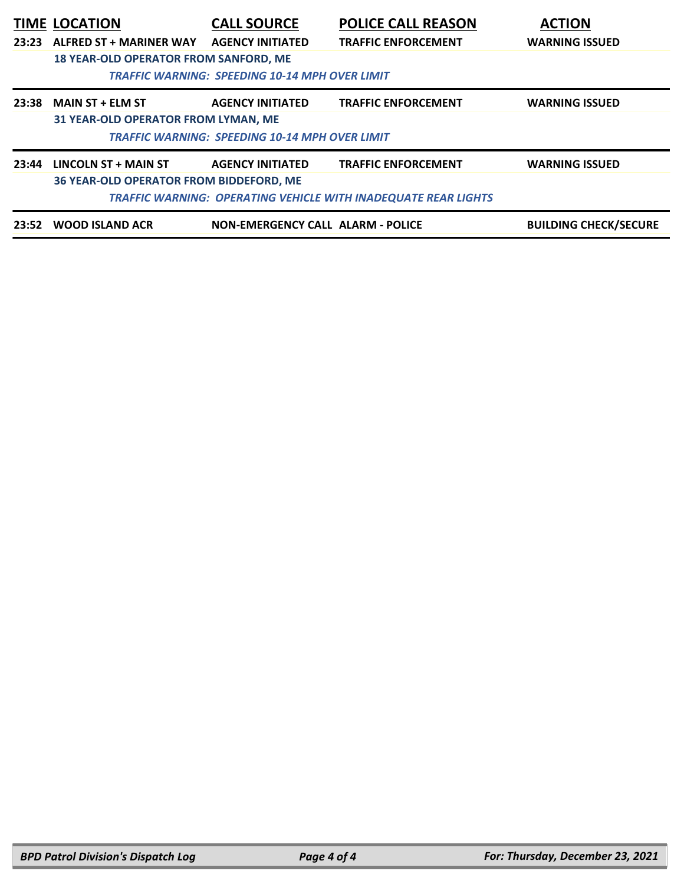| TIME | LOCATION | CALL SOURCE | POLICE CALL REASON | ACTION |
|---|---|---|---|---|
| 23:23 | ALFRED ST + MARINER WAY | AGENCY INITIATED | TRAFFIC ENFORCEMENT | WARNING ISSUED |
| | 18 YEAR-OLD OPERATOR FROM SANFORD, ME | | | |
| | *TRAFFIC WARNING: SPEEDING 10-14 MPH OVER LIMIT* | | | |
| 23:38 | MAIN ST + ELM ST | AGENCY INITIATED | TRAFFIC ENFORCEMENT | WARNING ISSUED |
| | 31 YEAR-OLD OPERATOR FROM LYMAN, ME | | | |
| | *TRAFFIC WARNING: SPEEDING 10-14 MPH OVER LIMIT* | | | |
| 23:44 | LINCOLN ST + MAIN ST | AGENCY INITIATED | TRAFFIC ENFORCEMENT | WARNING ISSUED |
| | 36 YEAR-OLD OPERATOR FROM BIDDEFORD, ME | | | |
| | *TRAFFIC WARNING: OPERATING VEHICLE WITH INADEQUATE REAR LIGHTS* | | | |
| 23:52 | WOOD ISLAND ACR | NON-EMERGENCY CALL | ALARM - POLICE | BUILDING CHECK/SECURE |